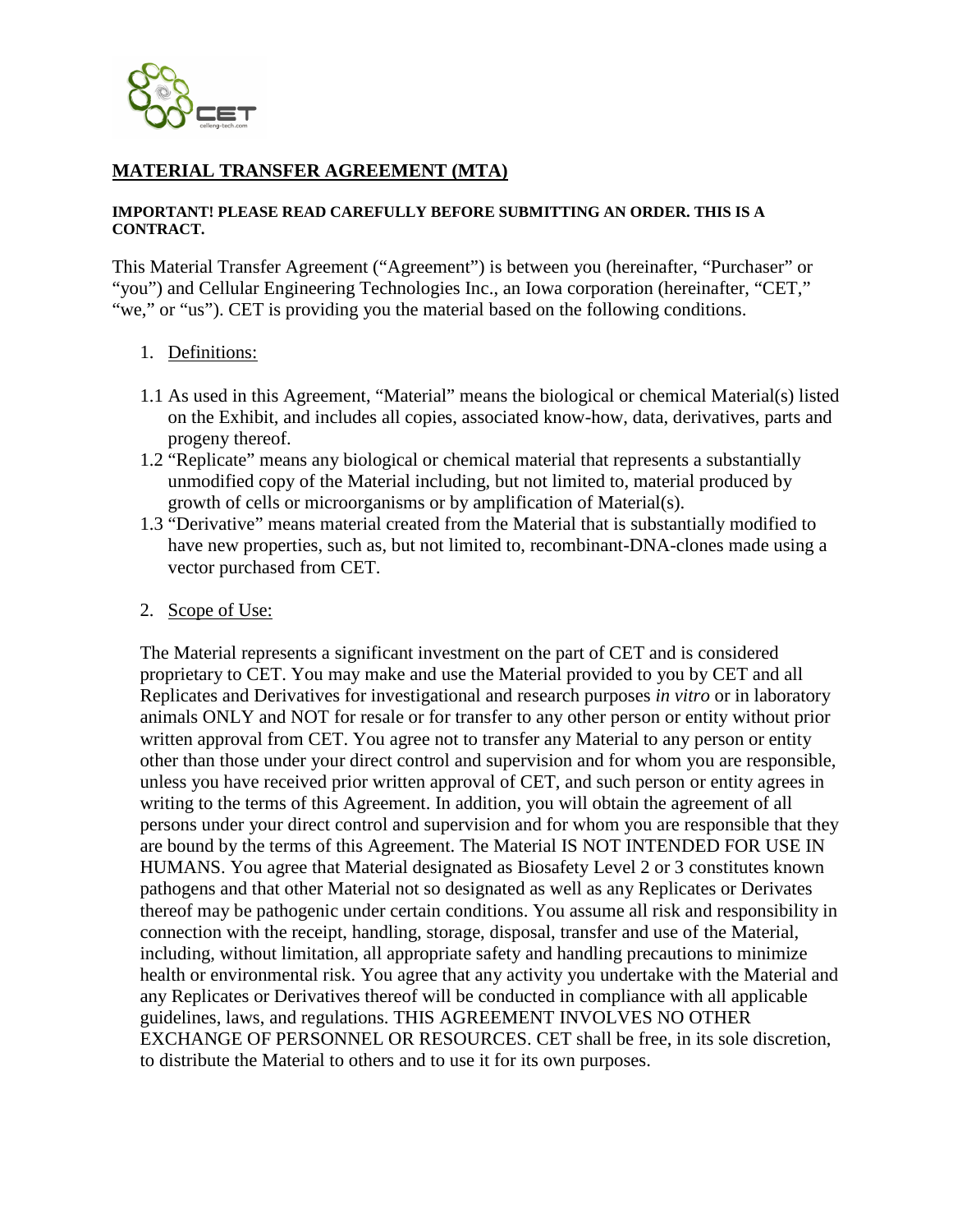# MATERIAL TRANSFER AGREEMENT (MTA)

**IMPORTANT! PLEASE READ CAREFULLY BEFORE SUBMITTING AN ORDER. THIS IS A CONTRACT.**

This Material Transfer Agreement ("Agreement") is between you (hereinafter, "Purchaser" or "you") and Cellular Engineering Technologies Inc., an Iowa corporation (hereinafter, "CET," "we," or "us"). CET is providing you the material based on the following conditions.

1. Definitions:

1.1 As used in this Agreement, "Material" means the biological or chemical Material(s) listed on the Exhibit, and includes all copies, associated know-how, data, derivatives, parts and progeny thereof.

1.2 "Replicate" means any biological or chemical material that represents a substantially unmodified copy of the Material including, but not limited to, material produced by growth of cells or microorganisms or by amplification of Material(s).

1.3 "Derivative" means material created from the Material that is substantially modified to have new properties, such as, but not limited to, recombinant-DNA-clones made using a vector purchased from CET.

2. Scope of Use:

The Material represents a significant investment on the part of CET and is considered proprietary to CET. You may make and use the Material provided to you by CET and all Replicates and Derivatives for investigational and research purposes *in vitro* or in laboratory animals ONLY and NOT for resale or for transfer to any other person or entity without prior written approval from CET. You agree not to transfer any Material to any person or entity other than those under your direct control and supervision and for whom you are responsible, unless you have received prior written approval of CET, and such person or entity agrees in writing to the terms of this Agreement. In addition, you will obtain the agreement of all persons under your direct control and supervision and for whom you are responsible that they are bound by the terms of this Agreement. The Material IS NOT INTENDED FOR USE IN HUMANS. You agree that Material designated as Biosafety Level 2 or 3 constitutes known pathogens and that other Material not so designated as well as any Replicates or Derivates thereof may be pathogenic under certain conditions. You assume all risk and responsibility in connection with the receipt, handling, storage, disposal, transfer and use of the Material, including, without limitation, all appropriate safety and handling precautions to minimize health or environmental risk. You agree that any activity you undertake with the Material and any Replicates or Derivatives thereof will be conducted in compliance with all applicable guidelines, laws, and regulations. THIS AGREEMENT INVOLVES NO OTHER EXCHANGE OF PERSONNEL OR RESOURCES. CET shall be free, in its sole discretion, to distribute the Material to others and to use it for its own purposes.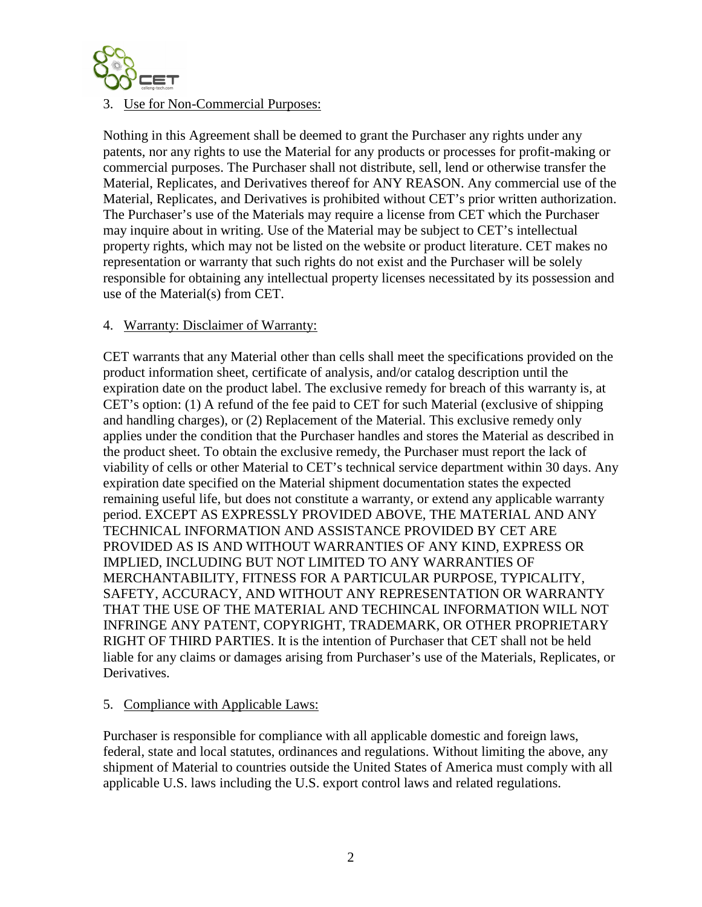3. Use for Non-Commercial Purposes:

Nothing in this Agreement shall be deemed to grant the Purchaser any rights under any patents, nor any rights to use the Material for any products or processes for profit-making or commercial purposes. The Purchaser shall not distribute, sell, lend or otherwise transfer the Material, Replicates, and Derivatives thereof for ANY REASON. Any commercial use of the Material, Replicates, and Derivatives is prohibited without CET's prior written authorization. The Purchaser's use of the Materials may require a license from CET which the Purchaser may inquire about in writing. Use of the Material may be subject to CET's intellectual property rights, which may not be listed on the website or product literature. CET makes no representation or warranty that such rights do not exist and the Purchaser will be solely responsible for obtaining any intellectual property licenses necessitated by its possession and use of the Material(s) from CET.

4. Warranty: Disclaimer of Warranty:

CET warrants that any Material other than cells shall meet the specifications provided on the product information sheet, certificate of analysis, and/or catalog description until the expiration date on the product label. The exclusive remedy for breach of this warranty is, at CET's option: (1) A refund of the fee paid to CET for such Material (exclusive of shipping and handling charges), or (2) Replacement of the Material. This exclusive remedy only applies under the condition that the Purchaser handles and stores the Material as described in the product sheet. To obtain the exclusive remedy, the Purchaser must report the lack of viability of cells or other Material to CET's technical service department within 30 days. Any expiration date specified on the Material shipment documentation states the expected remaining useful life, but does not constitute a warranty, or extend any applicable warranty period. EXCEPT AS EXPRESSLY PROVIDED ABOVE, THE MATERIAL AND ANY TECHNICAL INFORMATION AND ASSISTANCE PROVIDED BY CET ARE PROVIDED AS IS AND WITHOUT WARRANTIES OF ANY KIND, EXPRESS OR IMPLIED, INCLUDING BUT NOT LIMITED TO ANY WARRANTIES OF MERCHANTABILITY, FITNESS FOR A PARTICULAR PURPOSE, TYPICALITY, SAFETY, ACCURACY, AND WITHOUT ANY REPRESENTATION OR WARRANTY THAT THE USE OF THE MATERIAL AND TECHINCAL INFORMATION WILL NOT INFRINGE ANY PATENT, COPYRIGHT, TRADEMARK, OR OTHER PROPRIETARY RIGHT OF THIRD PARTIES. It is the intention of Purchaser that CET shall not be held liable for any claims or damages arising from Purchaser's use of the Materials, Replicates, or Derivatives.

5. Compliance with Applicable Laws:

Purchaser is responsible for compliance with all applicable domestic and foreign laws, federal, state and local statutes, ordinances and regulations. Without limiting the above, any shipment of Material to countries outside the United States of America must comply with all applicable U.S. laws including the U.S. export control laws and related regulations.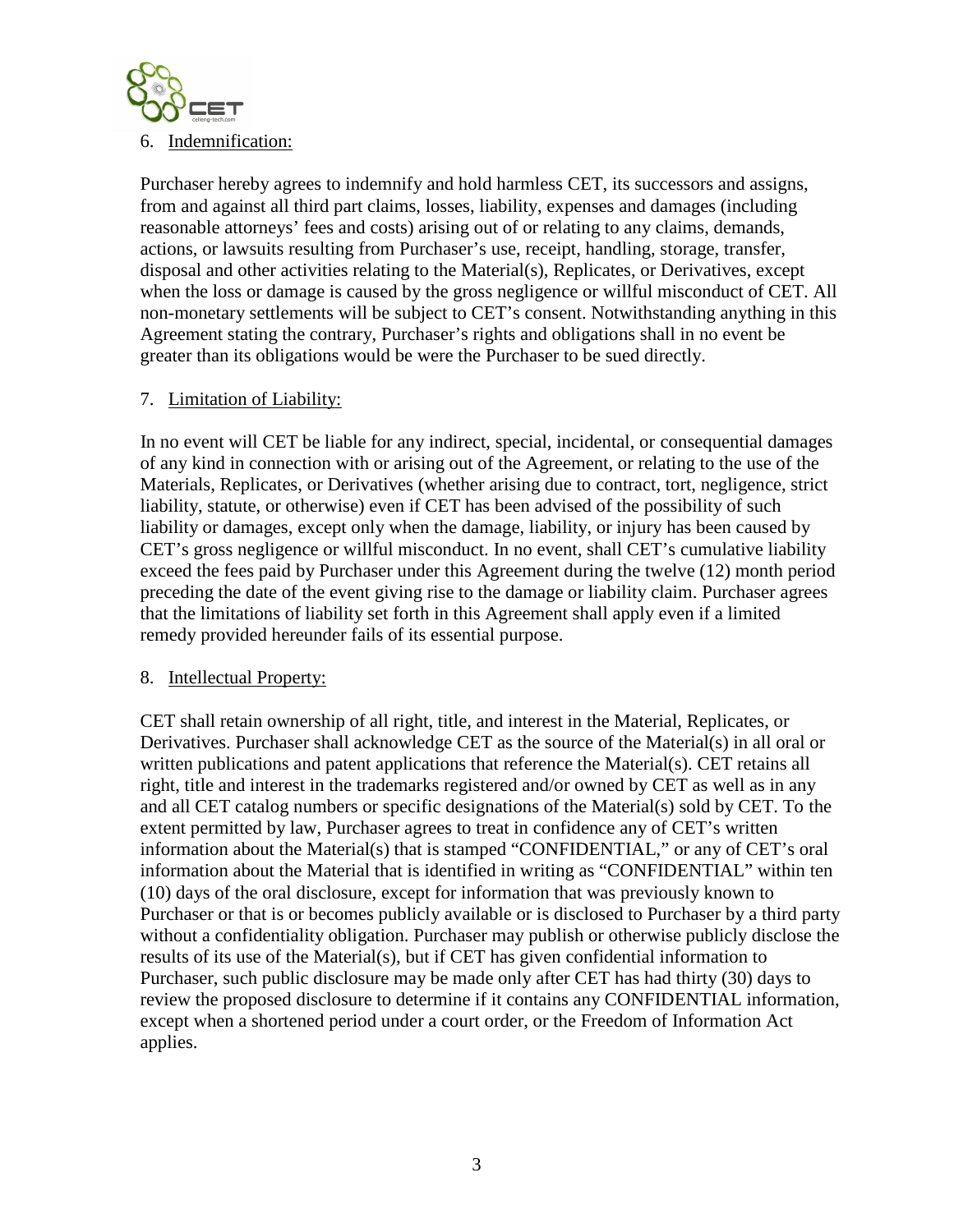6. <u>Indemnification:</u>

Purchaser hereby agrees to indemnify and hold harmless CET, its successors and assigns, from and against all third part claims, losses, liability, expenses and damages (including reasonable attorneys' fees and costs) arising out of or relating to any claims, demands, actions, or lawsuits resulting from Purchaser's use, receipt, handling, storage, transfer, disposal and other activities relating to the Material(s), Replicates, or Derivatives, except when the loss or damage is caused by the gross negligence or willful misconduct of CET. All non-monetary settlements will be subject to CET's consent. Notwithstanding anything in this Agreement stating the contrary, Purchaser's rights and obligations shall in no event be greater than its obligations would be were the Purchaser to be sued directly.

7. <u>Limitation of Liability:</u>

In no event will CET be liable for any indirect, special, incidental, or consequential damages of any kind in connection with or arising out of the Agreement, or relating to the use of the Materials, Replicates, or Derivatives (whether arising due to contract, tort, negligence, strict liability, statute, or otherwise) even if CET has been advised of the possibility of such liability or damages, except only when the damage, liability, or injury has been caused by CET's gross negligence or willful misconduct. In no event, shall CET's cumulative liability exceed the fees paid by Purchaser under this Agreement during the twelve (12) month period preceding the date of the event giving rise to the damage or liability claim. Purchaser agrees that the limitations of liability set forth in this Agreement shall apply even if a limited remedy provided hereunder fails of its essential purpose.

8. <u>Intellectual Property:</u>

CET shall retain ownership of all right, title, and interest in the Material, Replicates, or Derivatives. Purchaser shall acknowledge CET as the source of the Material(s) in all oral or written publications and patent applications that reference the Material(s). CET retains all right, title and interest in the trademarks registered and/or owned by CET as well as in any and all CET catalog numbers or specific designations of the Material(s) sold by CET. To the extent permitted by law, Purchaser agrees to treat in confidence any of CET's written information about the Material(s) that is stamped "CONFIDENTIAL," or any of CET's oral information about the Material that is identified in writing as "CONFIDENTIAL" within ten (10) days of the oral disclosure, except for information that was previously known to Purchaser or that is or becomes publicly available or is disclosed to Purchaser by a third party without a confidentiality obligation. Purchaser may publish or otherwise publicly disclose the results of its use of the Material(s), but if CET has given confidential information to Purchaser, such public disclosure may be made only after CET has had thirty (30) days to review the proposed disclosure to determine if it contains any CONFIDENTIAL information, except when a shortened period under a court order, or the Freedom of Information Act applies.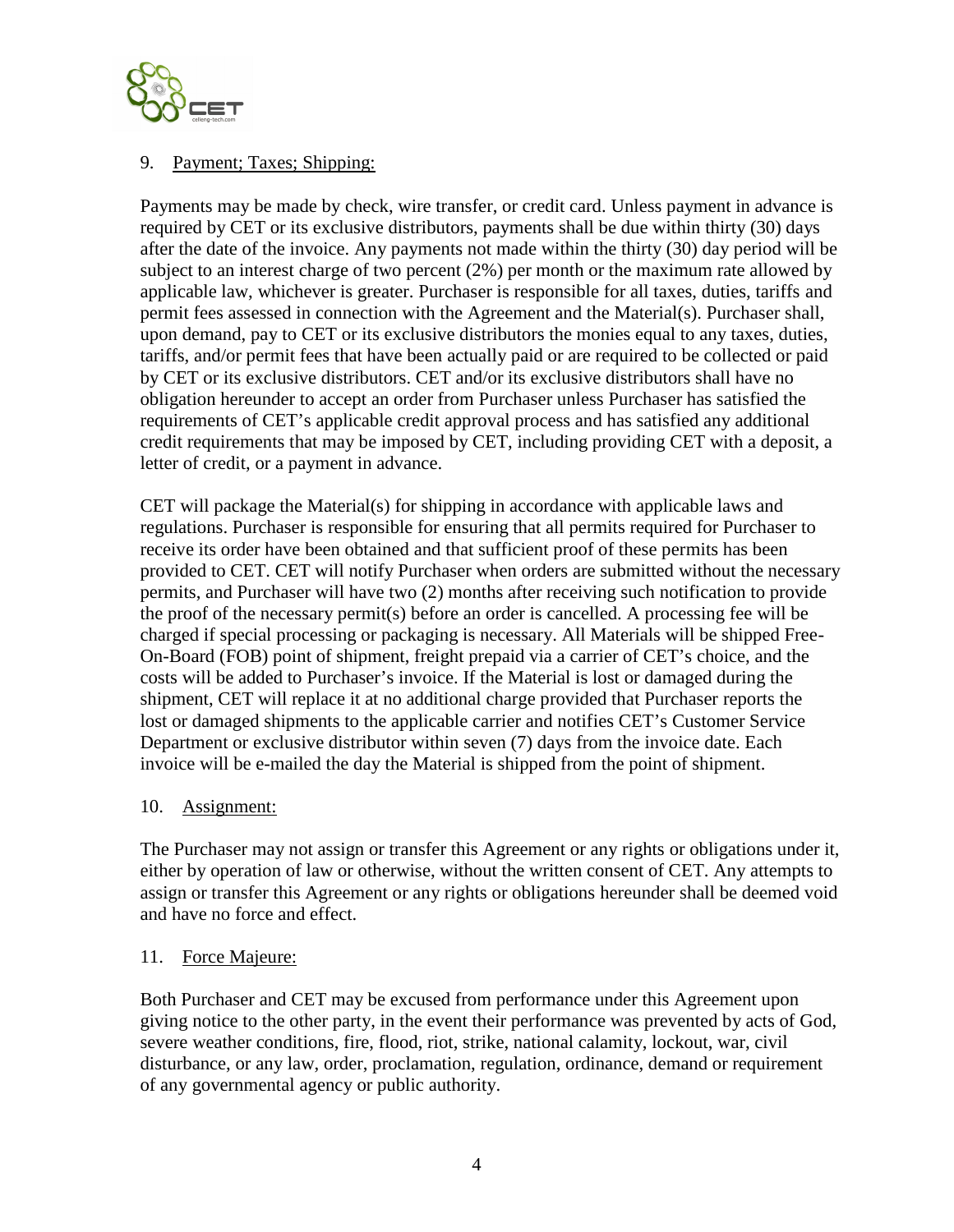9. Payment; Taxes; Shipping:

Payments may be made by check, wire transfer, or credit card. Unless payment in advance is required by CET or its exclusive distributors, payments shall be due within thirty (30) days after the date of the invoice. Any payments not made within the thirty (30) day period will be subject to an interest charge of two percent (2%) per month or the maximum rate allowed by applicable law, whichever is greater. Purchaser is responsible for all taxes, duties, tariffs and permit fees assessed in connection with the Agreement and the Material(s). Purchaser shall, upon demand, pay to CET or its exclusive distributors the monies equal to any taxes, duties, tariffs, and/or permit fees that have been actually paid or are required to be collected or paid by CET or its exclusive distributors. CET and/or its exclusive distributors shall have no obligation hereunder to accept an order from Purchaser unless Purchaser has satisfied the requirements of CET's applicable credit approval process and has satisfied any additional credit requirements that may be imposed by CET, including providing CET with a deposit, a letter of credit, or a payment in advance.

CET will package the Material(s) for shipping in accordance with applicable laws and regulations. Purchaser is responsible for ensuring that all permits required for Purchaser to receive its order have been obtained and that sufficient proof of these permits has been provided to CET. CET will notify Purchaser when orders are submitted without the necessary permits, and Purchaser will have two (2) months after receiving such notification to provide the proof of the necessary permit(s) before an order is cancelled. A processing fee will be charged if special processing or packaging is necessary. All Materials will be shipped Free-On-Board (FOB) point of shipment, freight prepaid via a carrier of CET's choice, and the costs will be added to Purchaser's invoice. If the Material is lost or damaged during the shipment, CET will replace it at no additional charge provided that Purchaser reports the lost or damaged shipments to the applicable carrier and notifies CET's Customer Service Department or exclusive distributor within seven (7) days from the invoice date. Each invoice will be e-mailed the day the Material is shipped from the point of shipment.

10. Assignment:

The Purchaser may not assign or transfer this Agreement or any rights or obligations under it, either by operation of law or otherwise, without the written consent of CET. Any attempts to assign or transfer this Agreement or any rights or obligations hereunder shall be deemed void and have no force and effect.

11. Force Majeure:

Both Purchaser and CET may be excused from performance under this Agreement upon giving notice to the other party, in the event their performance was prevented by acts of God, severe weather conditions, fire, flood, riot, strike, national calamity, lockout, war, civil disturbance, or any law, order, proclamation, regulation, ordinance, demand or requirement of any governmental agency or public authority.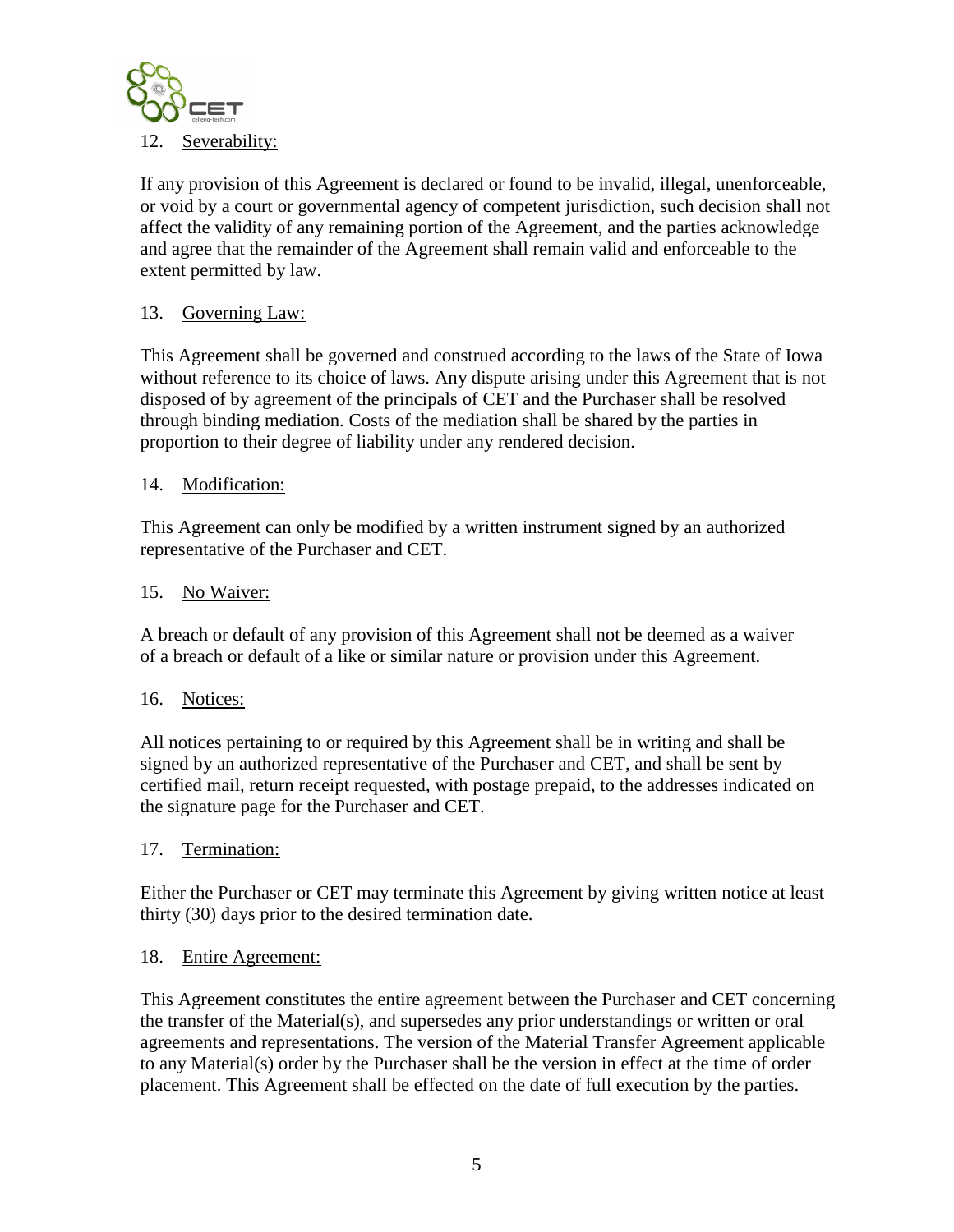12. <u>Severability:</u>

If any provision of this Agreement is declared or found to be invalid, illegal, unenforceable, or void by a court or governmental agency of competent jurisdiction, such decision shall not affect the validity of any remaining portion of the Agreement, and the parties acknowledge and agree that the remainder of the Agreement shall remain valid and enforceable to the extent permitted by law.

13. <u>Governing Law:</u>

This Agreement shall be governed and construed according to the laws of the State of Iowa without reference to its choice of laws. Any dispute arising under this Agreement that is not disposed of by agreement of the principals of CET and the Purchaser shall be resolved through binding mediation. Costs of the mediation shall be shared by the parties in proportion to their degree of liability under any rendered decision.

14. <u>Modification:</u>

This Agreement can only be modified by a written instrument signed by an authorized representative of the Purchaser and CET.

15. <u>No Waiver:</u>

A breach or default of any provision of this Agreement shall not be deemed as a waiver of a breach or default of a like or similar nature or provision under this Agreement.

16. <u>Notices:</u>

All notices pertaining to or required by this Agreement shall be in writing and shall be signed by an authorized representative of the Purchaser and CET, and shall be sent by certified mail, return receipt requested, with postage prepaid, to the addresses indicated on the signature page for the Purchaser and CET.

17. <u>Termination:</u>

Either the Purchaser or CET may terminate this Agreement by giving written notice at least thirty (30) days prior to the desired termination date.

18. <u>Entire Agreement:</u>

This Agreement constitutes the entire agreement between the Purchaser and CET concerning the transfer of the Material(s), and supersedes any prior understandings or written or oral agreements and representations. The version of the Material Transfer Agreement applicable to any Material(s) order by the Purchaser shall be the version in effect at the time of order placement. This Agreement shall be effected on the date of full execution by the parties.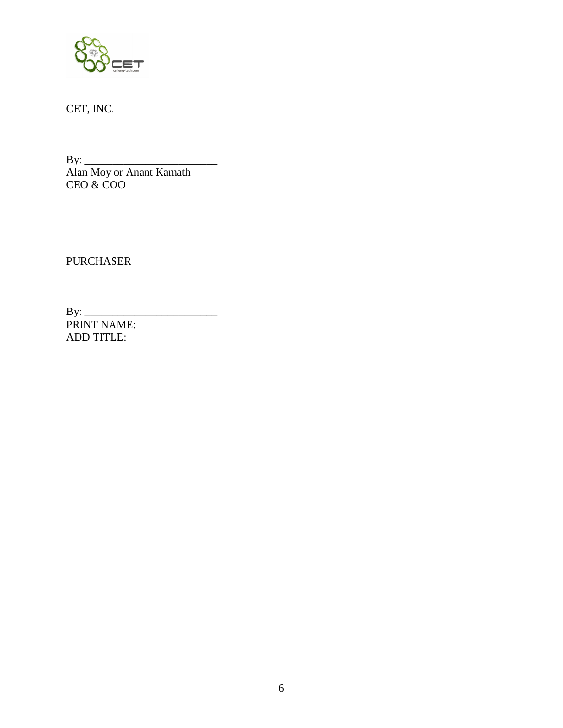CET, INC.

By: ________________________
Alan Moy or Anant Kamath
CEO & COO

PURCHASER

By: ________________________
PRINT NAME:
ADD TITLE: